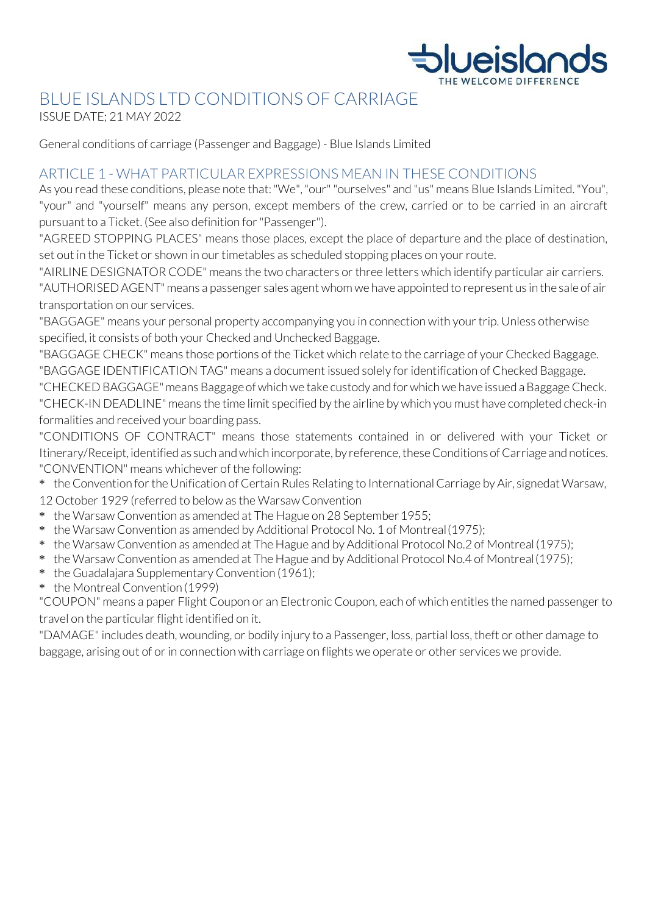# BLUE ISLANDS LTD CONDITIONS OF CARRIAGE

ISSUE DATE; 21 MAY 2022

General conditions of carriage (Passenger and Baggage) - Blue Islands Limited

## ARTICLE 1 - WHAT PARTICULAR EXPRESSIONS MEAN IN THESE CONDITIONS

As you read these conditions, please note that: "We", "our" "ourselves" and "us" means Blue Islands Limited. "You", "your" and "yourself" means any person, except members of the crew, carried or to be carried in an aircraft pursuant to a Ticket. (See also definition for "Passenger").

"AGREED STOPPING PLACES" means those places, except the place of departure and the place of destination, set out in the Ticket or shown in our timetables as scheduled stopping places on your route.

"AIRLINE DESIGNATOR CODE" means the two characters or three letters which identify particular air carriers.

"AUTHORISED AGENT" means a passenger sales agent whom we have appointed to represent us in the sale of air transportation on our services.

"BAGGAGE" means your personal property accompanying you in connection with your trip. Unless otherwise specified, it consists of both your Checked and Unchecked Baggage.

"BAGGAGE CHECK" means those portions of the Ticket which relate to the carriage of your Checked Baggage.

"BAGGAGE IDENTIFICATION TAG" means a document issued solely for identification of Checked Baggage.

"CHECKED BAGGAGE" means Baggage of which we take custody and for which we have issued a Baggage Check.

"CHECK-IN DEADLINE" means the time limit specified by the airline by which you must have completed check-in formalities and received your boarding pass.

"CONDITIONS OF CONTRACT" means those statements contained in or delivered with your Ticket or Itinerary/Receipt, identified as such and which incorporate, by reference, these Conditions of Carriage and notices.

"CONVENTION" means whichever of the following:

* the Convention for the Unification of Certain Rules Relating to International Carriage by Air, signedat Warsaw, 12 October 1929 (referred to below as the Warsaw Convention
* the Warsaw Convention as amended at The Hague on 28 September 1955;
* the Warsaw Convention as amended by Additional Protocol No. 1 of Montreal (1975);
* the Warsaw Convention as amended at The Hague and by Additional Protocol No.2 of Montreal (1975);
* the Warsaw Convention as amended at The Hague and by Additional Protocol No.4 of Montreal (1975);
* the Guadalajara Supplementary Convention (1961);
* the Montreal Convention (1999)

"COUPON" means a paper Flight Coupon or an Electronic Coupon, each of which entitles the named passenger to travel on the particular flight identified on it.

"DAMAGE" includes death, wounding, or bodily injury to a Passenger, loss, partial loss, theft or other damage to baggage, arising out of or in connection with carriage on flights we operate or other services we provide.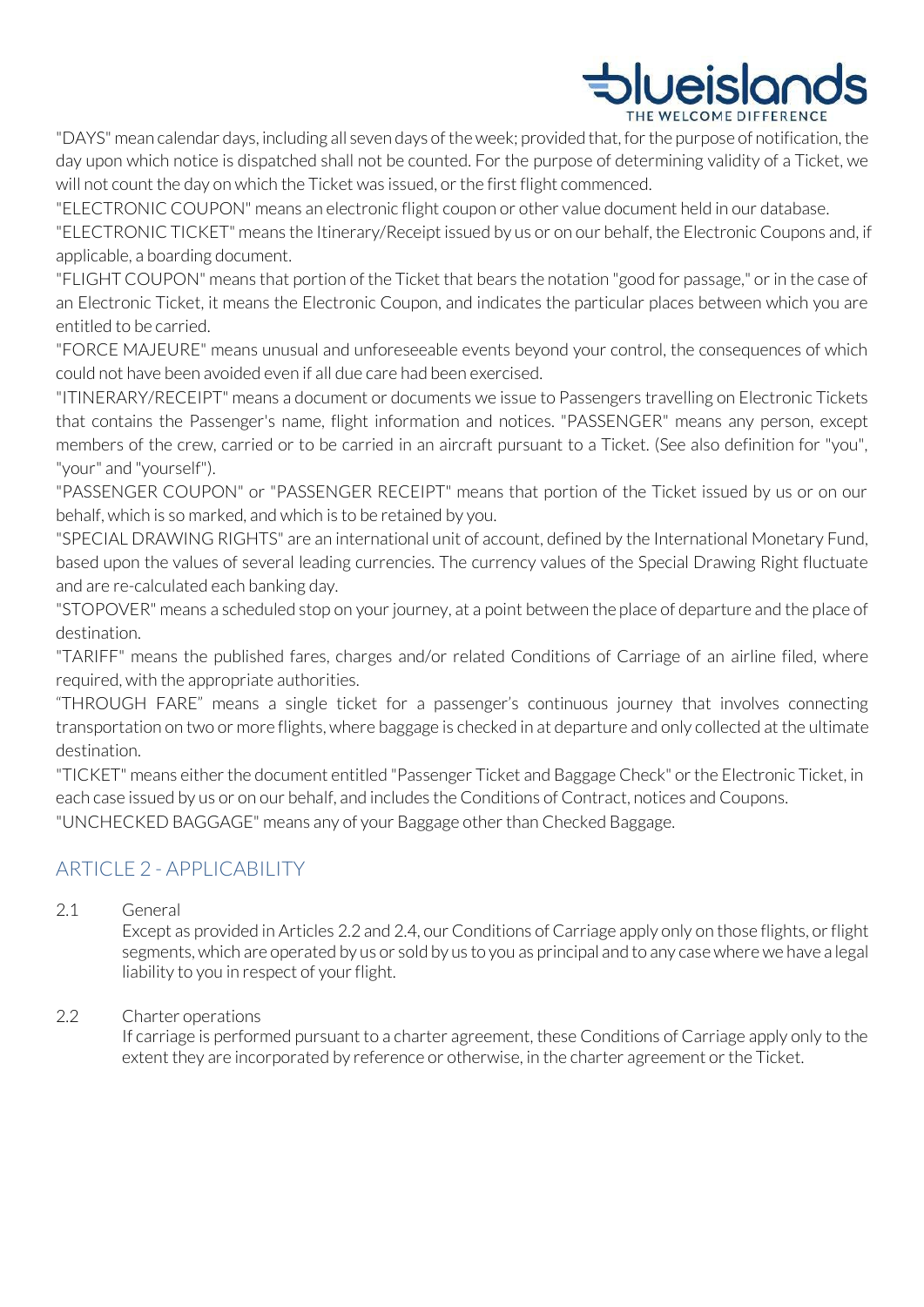"DAYS" mean calendar days, including all seven days of the week; provided that, for the purpose of notification, the day upon which notice is dispatched shall not be counted. For the purpose of determining validity of a Ticket, we will not count the day on which the Ticket was issued, or the first flight commenced.

"ELECTRONIC COUPON" means an electronic flight coupon or other value document held in our database.

"ELECTRONIC TICKET" means the Itinerary/Receipt issued by us or on our behalf, the Electronic Coupons and, if applicable, a boarding document.

"FLIGHT COUPON" means that portion of the Ticket that bears the notation "good for passage," or in the case of an Electronic Ticket, it means the Electronic Coupon, and indicates the particular places between which you are entitled to be carried.

"FORCE MAJEURE" means unusual and unforeseeable events beyond your control, the consequences of which could not have been avoided even if all due care had been exercised.

"ITINERARY/RECEIPT" means a document or documents we issue to Passengers travelling on Electronic Tickets that contains the Passenger's name, flight information and notices. "PASSENGER" means any person, except members of the crew, carried or to be carried in an aircraft pursuant to a Ticket. (See also definition for "you", "your" and "yourself").

"PASSENGER COUPON" or "PASSENGER RECEIPT" means that portion of the Ticket issued by us or on our behalf, which is so marked, and which is to be retained by you.

"SPECIAL DRAWING RIGHTS" are an international unit of account, defined by the International Monetary Fund, based upon the values of several leading currencies. The currency values of the Special Drawing Right fluctuate and are re-calculated each banking day.

"STOPOVER" means a scheduled stop on your journey, at a point between the place of departure and the place of destination.

"TARIFF" means the published fares, charges and/or related Conditions of Carriage of an airline filed, where required, with the appropriate authorities.

“THROUGH FARE” means a single ticket for a passenger’s continuous journey that involves connecting transportation on two or more flights, where baggage is checked in at departure and only collected at the ultimate destination.

"TICKET" means either the document entitled "Passenger Ticket and Baggage Check" or the Electronic Ticket, in each case issued by us or on our behalf, and includes the Conditions of Contract, notices and Coupons.

"UNCHECKED BAGGAGE" means any of your Baggage other than Checked Baggage.

## ARTICLE 2 - APPLICABILITY

2.1 General

Except as provided in Articles 2.2 and 2.4, our Conditions of Carriage apply only on those flights, or flight segments, which are operated by us or sold by us to you as principal and to any case where we have a legal liability to you in respect of your flight.

2.2 Charter operations

If carriage is performed pursuant to a charter agreement, these Conditions of Carriage apply only to the extent they are incorporated by reference or otherwise, in the charter agreement or the Ticket.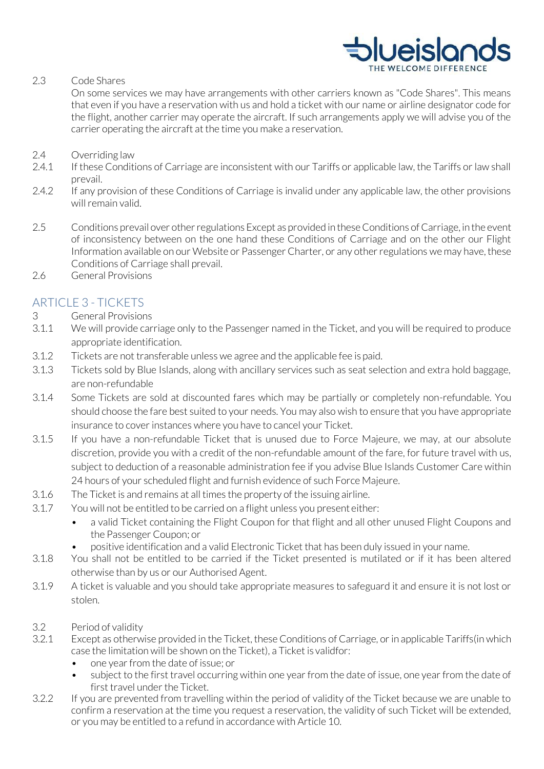2.3 Code Shares

On some services we may have arrangements with other carriers known as "Code Shares". This means that even if you have a reservation with us and hold a ticket with our name or airline designator code for the flight, another carrier may operate the aircraft. If such arrangements apply we will advise you of the carrier operating the aircraft at the time you make a reservation.

2.4 Overriding law

2.4.1 If these Conditions of Carriage are inconsistent with our Tariffs or applicable law, the Tariffs or law shall prevail.

2.4.2 If any provision of these Conditions of Carriage is invalid under any applicable law, the other provisions will remain valid.

2.5 Conditions prevail over other regulations Except as provided in these Conditions of Carriage, in the event of inconsistency between on the one hand these Conditions of Carriage and on the other our Flight Information available on our Website or Passenger Charter, or any other regulations we may have, these Conditions of Carriage shall prevail.

2.6 General Provisions

## ARTICLE 3 - TICKETS

3 General Provisions

3.1.1 We will provide carriage only to the Passenger named in the Ticket, and you will be required to produce appropriate identification.

3.1.2 Tickets are not transferable unless we agree and the applicable fee is paid.

3.1.3 Tickets sold by Blue Islands, along with ancillary services such as seat selection and extra hold baggage, are non-refundable

3.1.4 Some Tickets are sold at discounted fares which may be partially or completely non-refundable. You should choose the fare best suited to your needs. You may also wish to ensure that you have appropriate insurance to cover instances where you have to cancel your Ticket.

3.1.5 If you have a non-refundable Ticket that is unused due to Force Majeure, we may, at our absolute discretion, provide you with a credit of the non-refundable amount of the fare, for future travel with us, subject to deduction of a reasonable administration fee if you advise Blue Islands Customer Care within 24 hours of your scheduled flight and furnish evidence of such Force Majeure.

3.1.6 The Ticket is and remains at all times the property of the issuing airline.

3.1.7 You will not be entitled to be carried on a flight unless you present either:

- a valid Ticket containing the Flight Coupon for that flight and all other unused Flight Coupons and the Passenger Coupon; or
- positive identification and a valid Electronic Ticket that has been duly issued in your name.

3.1.8 You shall not be entitled to be carried if the Ticket presented is mutilated or if it has been altered otherwise than by us or our Authorised Agent.

3.1.9 A ticket is valuable and you should take appropriate measures to safeguard it and ensure it is not lost or stolen.

3.2 Period of validity

3.2.1 Except as otherwise provided in the Ticket, these Conditions of Carriage, or in applicable Tariffs(in which case the limitation will be shown on the Ticket), a Ticket is validfor:

- one year from the date of issue; or
- subject to the first travel occurring within one year from the date of issue, one year from the date of first travel under the Ticket.

3.2.2 If you are prevented from travelling within the period of validity of the Ticket because we are unable to confirm a reservation at the time you request a reservation, the validity of such Ticket will be extended, or you may be entitled to a refund in accordance with Article 10.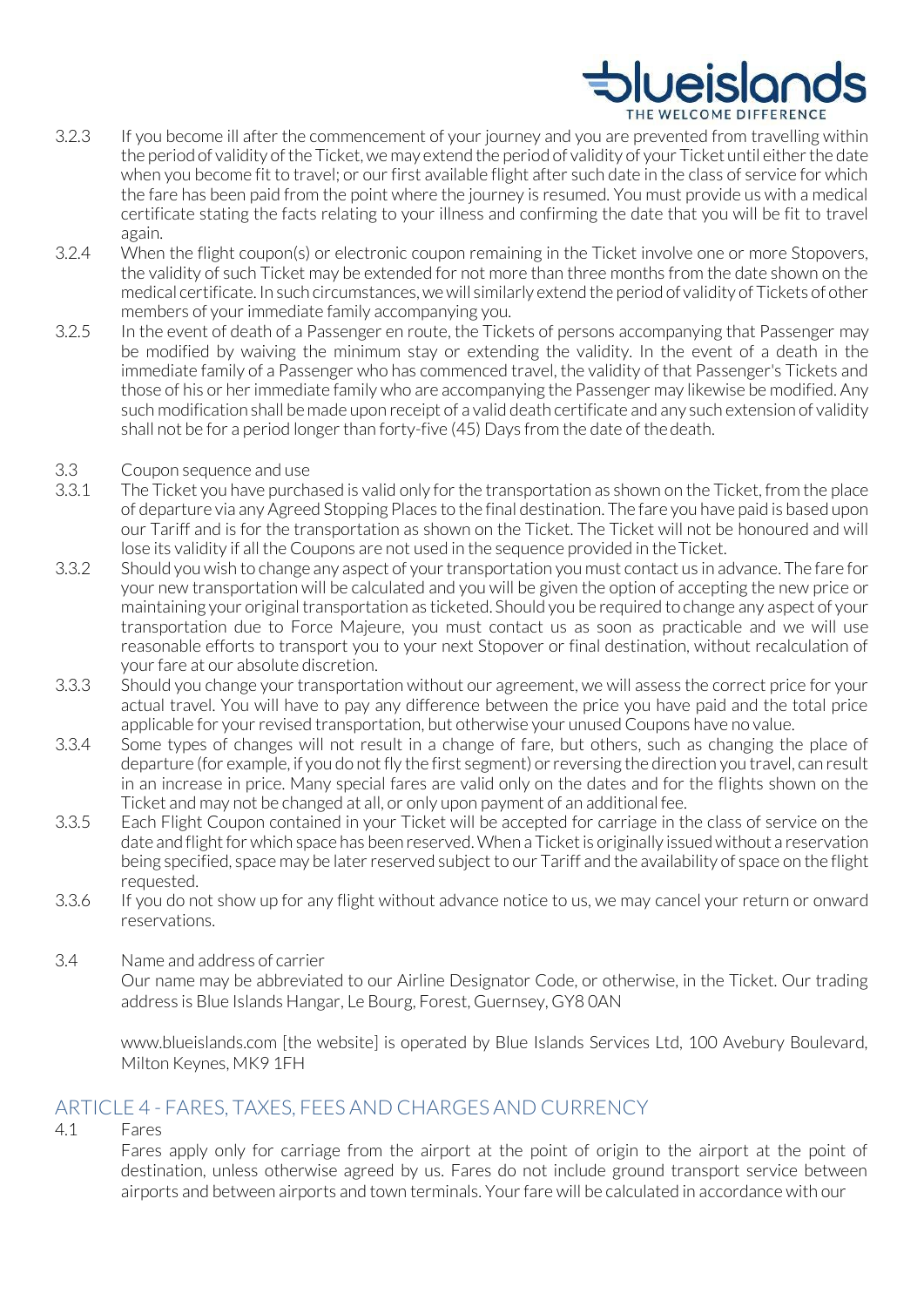3.2.3 If you become ill after the commencement of your journey and you are prevented from travelling within the period of validity of the Ticket, we may extend the period of validity of your Ticket until either the date when you become fit to travel; or our first available flight after such date in the class of service for which the fare has been paid from the point where the journey is resumed. You must provide us with a medical certificate stating the facts relating to your illness and confirming the date that you will be fit to travel again.

3.2.4 When the flight coupon(s) or electronic coupon remaining in the Ticket involve one or more Stopovers, the validity of such Ticket may be extended for not more than three months from the date shown on the medical certificate. In such circumstances, we will similarly extend the period of validity of Tickets of other members of your immediate family accompanying you.

3.2.5 In the event of death of a Passenger en route, the Tickets of persons accompanying that Passenger may be modified by waiving the minimum stay or extending the validity. In the event of a death in the immediate family of a Passenger who has commenced travel, the validity of that Passenger's Tickets and those of his or her immediate family who are accompanying the Passenger may likewise be modified. Any such modification shall be made upon receipt of a valid death certificate and any such extension of validity shall not be for a period longer than forty-five (45) Days from the date of the death.

3.3 Coupon sequence and use

3.3.1 The Ticket you have purchased is valid only for the transportation as shown on the Ticket, from the place of departure via any Agreed Stopping Places to the final destination. The fare you have paid is based upon our Tariff and is for the transportation as shown on the Ticket. The Ticket will not be honoured and will lose its validity if all the Coupons are not used in the sequence provided in the Ticket.

3.3.2 Should you wish to change any aspect of your transportation you must contact us in advance. The fare for your new transportation will be calculated and you will be given the option of accepting the new price or maintaining your original transportation as ticketed. Should you be required to change any aspect of your transportation due to Force Majeure, you must contact us as soon as practicable and we will use reasonable efforts to transport you to your next Stopover or final destination, without recalculation of your fare at our absolute discretion.

3.3.3 Should you change your transportation without our agreement, we will assess the correct price for your actual travel. You will have to pay any difference between the price you have paid and the total price applicable for your revised transportation, but otherwise your unused Coupons have no value.

3.3.4 Some types of changes will not result in a change of fare, but others, such as changing the place of departure (for example, if you do not fly the first segment) or reversing the direction you travel, can result in an increase in price. Many special fares are valid only on the dates and for the flights shown on the Ticket and may not be changed at all, or only upon payment of an additional fee.

3.3.5 Each Flight Coupon contained in your Ticket will be accepted for carriage in the class of service on the date and flight for which space has been reserved. When a Ticket is originally issued without a reservation being specified, space may be later reserved subject to our Tariff and the availability of space on the flight requested.

3.3.6 If you do not show up for any flight without advance notice to us, we may cancel your return or onward reservations.

3.4 Name and address of carrier

Our name may be abbreviated to our Airline Designator Code, or otherwise, in the Ticket. Our trading address is Blue Islands Hangar, Le Bourg, Forest, Guernsey, GY8 0AN

www.blueislands.com [the website] is operated by Blue Islands Services Ltd, 100 Avebury Boulevard, Milton Keynes, MK9 1FH

## ARTICLE 4 - FARES, TAXES, FEES AND CHARGES AND CURRENCY

4.1 Fares

Fares apply only for carriage from the airport at the point of origin to the airport at the point of destination, unless otherwise agreed by us. Fares do not include ground transport service between airports and between airports and town terminals. Your fare will be calculated in accordance with our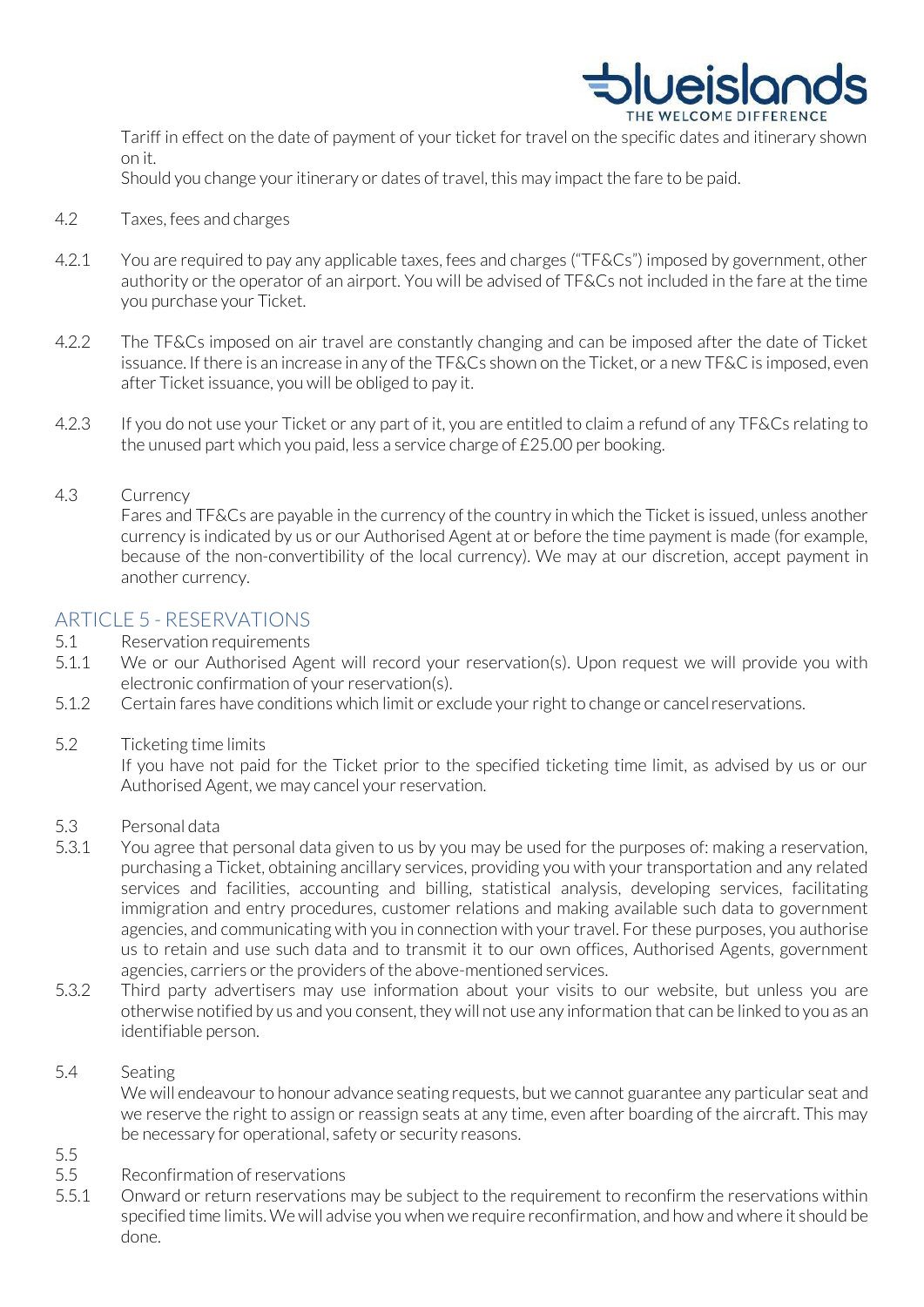Tariff in effect on the date of payment of your ticket for travel on the specific dates and itinerary shown on it.

Should you change your itinerary or dates of travel, this may impact the fare to be paid.

4.2 Taxes, fees and charges

4.2.1 You are required to pay any applicable taxes, fees and charges ("TF&Cs") imposed by government, other authority or the operator of an airport. You will be advised of TF&Cs not included in the fare at the time you purchase your Ticket.

4.2.2 The TF&Cs imposed on air travel are constantly changing and can be imposed after the date of Ticket issuance. If there is an increase in any of the TF&Cs shown on the Ticket, or a new TF&C is imposed, even after Ticket issuance, you will be obliged to pay it.

4.2.3 If you do not use your Ticket or any part of it, you are entitled to claim a refund of any TF&Cs relating to the unused part which you paid, less a service charge of £25.00 per booking.

4.3 Currency

Fares and TF&Cs are payable in the currency of the country in which the Ticket is issued, unless another currency is indicated by us or our Authorised Agent at or before the time payment is made (for example, because of the non-convertibility of the local currency). We may at our discretion, accept payment in another currency.

## ARTICLE 5 - RESERVATIONS

5.1 Reservation requirements

5.1.1 We or our Authorised Agent will record your reservation(s). Upon request we will provide you with electronic confirmation of your reservation(s).

5.1.2 Certain fares have conditions which limit or exclude your right to change or cancel reservations.

5.2 Ticketing time limits

If you have not paid for the Ticket prior to the specified ticketing time limit, as advised by us or our Authorised Agent, we may cancel your reservation.

5.3 Personal data

5.3.1 You agree that personal data given to us by you may be used for the purposes of: making a reservation, purchasing a Ticket, obtaining ancillary services, providing you with your transportation and any related services and facilities, accounting and billing, statistical analysis, developing services, facilitating immigration and entry procedures, customer relations and making available such data to government agencies, and communicating with you in connection with your travel. For these purposes, you authorise us to retain and use such data and to transmit it to our own offices, Authorised Agents, government agencies, carriers or the providers of the above-mentioned services.

5.3.2 Third party advertisers may use information about your visits to our website, but unless you are otherwise notified by us and you consent, they will not use any information that can be linked to you as an identifiable person.

5.4 Seating

We will endeavour to honour advance seating requests, but we cannot guarantee any particular seat and we reserve the right to assign or reassign seats at any time, even after boarding of the aircraft. This may be necessary for operational, safety or security reasons.

5.5

5.5 Reconfirmation of reservations

5.5.1 Onward or return reservations may be subject to the requirement to reconfirm the reservations within specified time limits. We will advise you when we require reconfirmation, and how and where it should be done.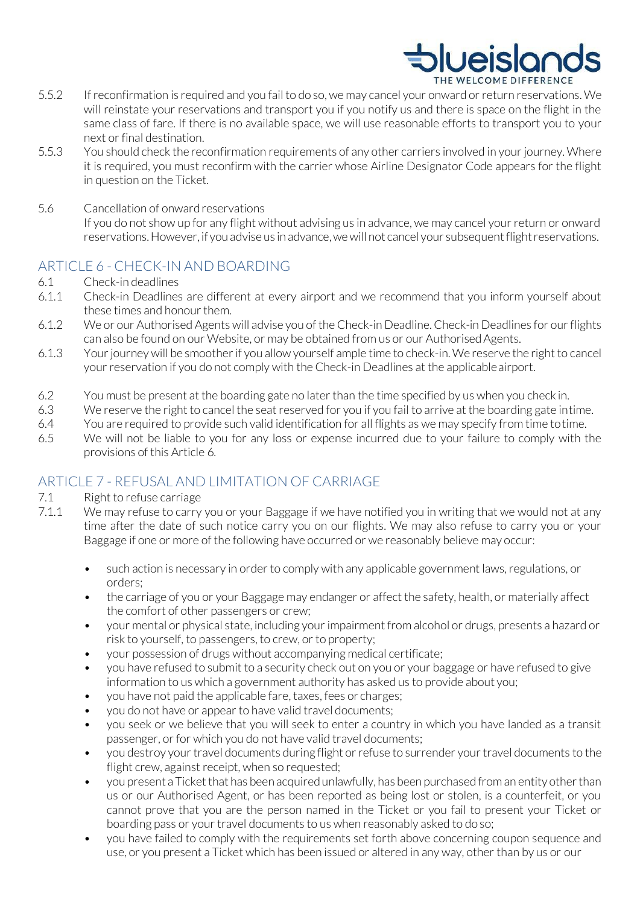5.5.2 If reconfirmation is required and you fail to do so, we may cancel your onward or return reservations. We will reinstate your reservations and transport you if you notify us and there is space on the flight in the same class of fare. If there is no available space, we will use reasonable efforts to transport you to your next or final destination.

5.5.3 You should check the reconfirmation requirements of any other carriers involved in your journey. Where it is required, you must reconfirm with the carrier whose Airline Designator Code appears for the flight in question on the Ticket.

5.6 Cancellation of onward reservations
If you do not show up for any flight without advising us in advance, we may cancel your return or onward reservations. However, if you advise us in advance, we will not cancel your subsequent flight reservations.

## ARTICLE 6 - CHECK-IN AND BOARDING

6.1 Check-in deadlines

6.1.1 Check-in Deadlines are different at every airport and we recommend that you inform yourself about these times and honour them.

6.1.2 We or our Authorised Agents will advise you of the Check-in Deadline. Check-in Deadlines for our flights can also be found on our Website, or may be obtained from us or our Authorised Agents.

6.1.3 Your journey will be smoother if you allow yourself ample time to check-in. We reserve the right to cancel your reservation if you do not comply with the Check-in Deadlines at the applicable airport.

6.2 You must be present at the boarding gate no later than the time specified by us when you check in.

6.3 We reserve the right to cancel the seat reserved for you if you fail to arrive at the boarding gate in time.

6.4 You are required to provide such valid identification for all flights as we may specify from time to time.

6.5 We will not be liable to you for any loss or expense incurred due to your failure to comply with the provisions of this Article 6.

## ARTICLE 7 - REFUSAL AND LIMITATION OF CARRIAGE

7.1 Right to refuse carriage

7.1.1 We may refuse to carry you or your Baggage if we have notified you in writing that we would not at any time after the date of such notice carry you on our flights. We may also refuse to carry you or your Baggage if one or more of the following have occurred or we reasonably believe may occur:

- such action is necessary in order to comply with any applicable government laws, regulations, or orders;
- the carriage of you or your Baggage may endanger or affect the safety, health, or materially affect the comfort of other passengers or crew;
- your mental or physical state, including your impairment from alcohol or drugs, presents a hazard or risk to yourself, to passengers, to crew, or to property;
- your possession of drugs without accompanying medical certificate;
- you have refused to submit to a security check out on you or your baggage or have refused to give information to us which a government authority has asked us to provide about you;
- you have not paid the applicable fare, taxes, fees or charges;
- you do not have or appear to have valid travel documents;
- you seek or we believe that you will seek to enter a country in which you have landed as a transit passenger, or for which you do not have valid travel documents;
- you destroy your travel documents during flight or refuse to surrender your travel documents to the flight crew, against receipt, when so requested;
- you present a Ticket that has been acquired unlawfully, has been purchased from an entity other than us or our Authorised Agent, or has been reported as being lost or stolen, is a counterfeit, or you cannot prove that you are the person named in the Ticket or you fail to present your Ticket or boarding pass or your travel documents to us when reasonably asked to do so;
- you have failed to comply with the requirements set forth above concerning coupon sequence and use, or you present a Ticket which has been issued or altered in any way, other than by us or our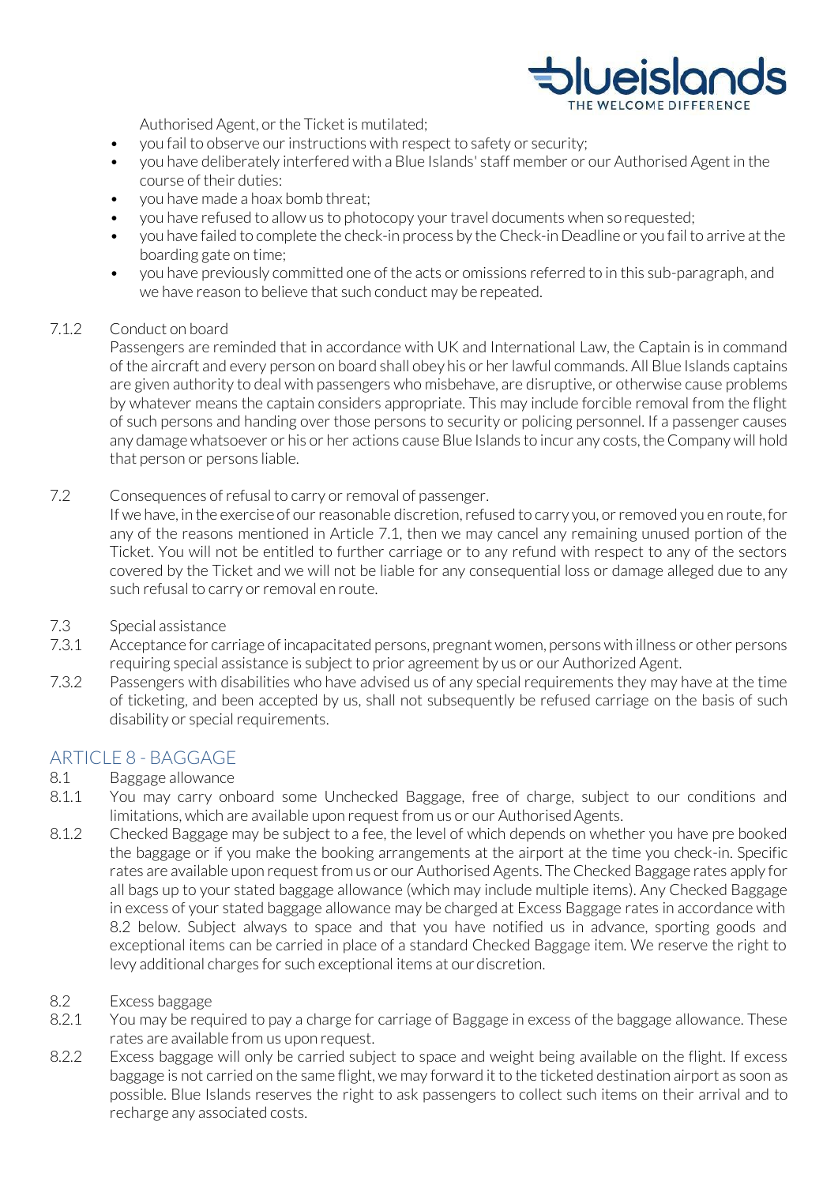Authorised Agent, or the Ticket is mutilated;

- you fail to observe our instructions with respect to safety or security;
- you have deliberately interfered with a Blue Islands' staff member or our Authorised Agent in the course of their duties:
- you have made a hoax bomb threat;
- you have refused to allow us to photocopy your travel documents when so requested;
- you have failed to complete the check-in process by the Check-in Deadline or you fail to arrive at the boarding gate on time;
- you have previously committed one of the acts or omissions referred to in this sub-paragraph, and we have reason to believe that such conduct may be repeated.

7.1.2 Conduct on board

Passengers are reminded that in accordance with UK and International Law, the Captain is in command of the aircraft and every person on board shall obey his or her lawful commands. All Blue Islands captains are given authority to deal with passengers who misbehave, are disruptive, or otherwise cause problems by whatever means the captain considers appropriate. This may include forcible removal from the flight of such persons and handing over those persons to security or policing personnel. If a passenger causes any damage whatsoever or his or her actions cause Blue Islands to incur any costs, the Company will hold that person or persons liable.

7.2 Consequences of refusal to carry or removal of passenger.

If we have, in the exercise of our reasonable discretion, refused to carry you, or removed you en route, for any of the reasons mentioned in Article 7.1, then we may cancel any remaining unused portion of the Ticket. You will not be entitled to further carriage or to any refund with respect to any of the sectors covered by the Ticket and we will not be liable for any consequential loss or damage alleged due to any such refusal to carry or removal en route.

7.3 Special assistance

7.3.1 Acceptance for carriage of incapacitated persons, pregnant women, persons with illness or other persons requiring special assistance is subject to prior agreement by us or our Authorized Agent.

7.3.2 Passengers with disabilities who have advised us of any special requirements they may have at the time of ticketing, and been accepted by us, shall not subsequently be refused carriage on the basis of such disability or special requirements.

## ARTICLE 8 - BAGGAGE

8.1 Baggage allowance

8.1.1 You may carry onboard some Unchecked Baggage, free of charge, subject to our conditions and limitations, which are available upon request from us or our Authorised Agents.

8.1.2 Checked Baggage may be subject to a fee, the level of which depends on whether you have pre booked the baggage or if you make the booking arrangements at the airport at the time you check-in. Specific rates are available upon request from us or our Authorised Agents. The Checked Baggage rates apply for all bags up to your stated baggage allowance (which may include multiple items). Any Checked Baggage in excess of your stated baggage allowance may be charged at Excess Baggage rates in accordance with 8.2 below. Subject always to space and that you have notified us in advance, sporting goods and exceptional items can be carried in place of a standard Checked Baggage item. We reserve the right to levy additional charges for such exceptional items at our discretion.

8.2 Excess baggage

8.2.1 You may be required to pay a charge for carriage of Baggage in excess of the baggage allowance. These rates are available from us upon request.

8.2.2 Excess baggage will only be carried subject to space and weight being available on the flight. If excess baggage is not carried on the same flight, we may forward it to the ticketed destination airport as soon as possible. Blue Islands reserves the right to ask passengers to collect such items on their arrival and to recharge any associated costs.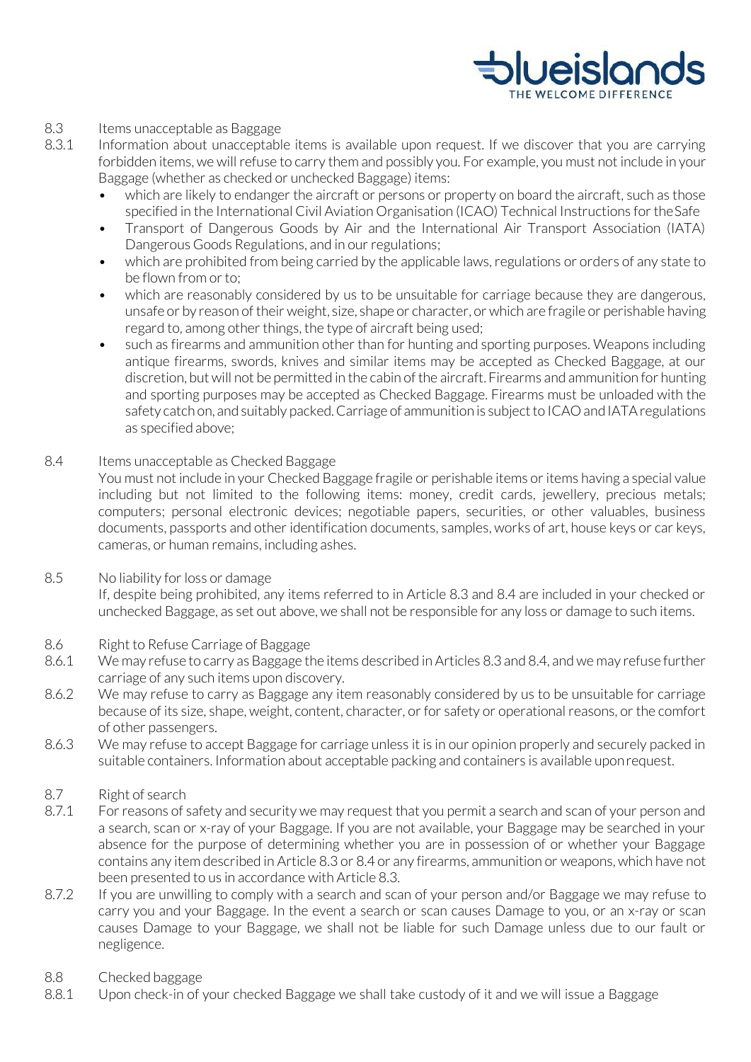8.3 Items unacceptable as Baggage

8.3.1 Information about unacceptable items is available upon request. If we discover that you are carrying forbidden items, we will refuse to carry them and possibly you. For example, you must not include in your Baggage (whether as checked or unchecked Baggage) items:

- which are likely to endanger the aircraft or persons or property on board the aircraft, such as those specified in the International Civil Aviation Organisation (ICAO) Technical Instructions for the Safe
- Transport of Dangerous Goods by Air and the International Air Transport Association (IATA) Dangerous Goods Regulations, and in our regulations;
- which are prohibited from being carried by the applicable laws, regulations or orders of any state to be flown from or to;
- which are reasonably considered by us to be unsuitable for carriage because they are dangerous, unsafe or by reason of their weight, size, shape or character, or which are fragile or perishable having regard to, among other things, the type of aircraft being used;
- such as firearms and ammunition other than for hunting and sporting purposes. Weapons including antique firearms, swords, knives and similar items may be accepted as Checked Baggage, at our discretion, but will not be permitted in the cabin of the aircraft. Firearms and ammunition for hunting and sporting purposes may be accepted as Checked Baggage. Firearms must be unloaded with the safety catch on, and suitably packed. Carriage of ammunition is subject to ICAO and IATA regulations as specified above;

8.4 Items unacceptable as Checked Baggage

You must not include in your Checked Baggage fragile or perishable items or items having a special value including but not limited to the following items: money, credit cards, jewellery, precious metals; computers; personal electronic devices; negotiable papers, securities, or other valuables, business documents, passports and other identification documents, samples, works of art, house keys or car keys, cameras, or human remains, including ashes.

8.5 No liability for loss or damage

If, despite being prohibited, any items referred to in Article 8.3 and 8.4 are included in your checked or unchecked Baggage, as set out above, we shall not be responsible for any loss or damage to such items.

8.6 Right to Refuse Carriage of Baggage

8.6.1 We may refuse to carry as Baggage the items described in Articles 8.3 and 8.4, and we may refuse further carriage of any such items upon discovery.

8.6.2 We may refuse to carry as Baggage any item reasonably considered by us to be unsuitable for carriage because of its size, shape, weight, content, character, or for safety or operational reasons, or the comfort of other passengers.

8.6.3 We may refuse to accept Baggage for carriage unless it is in our opinion properly and securely packed in suitable containers. Information about acceptable packing and containers is available upon request.

8.7 Right of search

8.7.1 For reasons of safety and security we may request that you permit a search and scan of your person and a search, scan or x-ray of your Baggage. If you are not available, your Baggage may be searched in your absence for the purpose of determining whether you are in possession of or whether your Baggage contains any item described in Article 8.3 or 8.4 or any firearms, ammunition or weapons, which have not been presented to us in accordance with Article 8.3.

8.7.2 If you are unwilling to comply with a search and scan of your person and/or Baggage we may refuse to carry you and your Baggage. In the event a search or scan causes Damage to you, or an x-ray or scan causes Damage to your Baggage, we shall not be liable for such Damage unless due to our fault or negligence.

8.8 Checked baggage

8.8.1 Upon check-in of your checked Baggage we shall take custody of it and we will issue a Baggage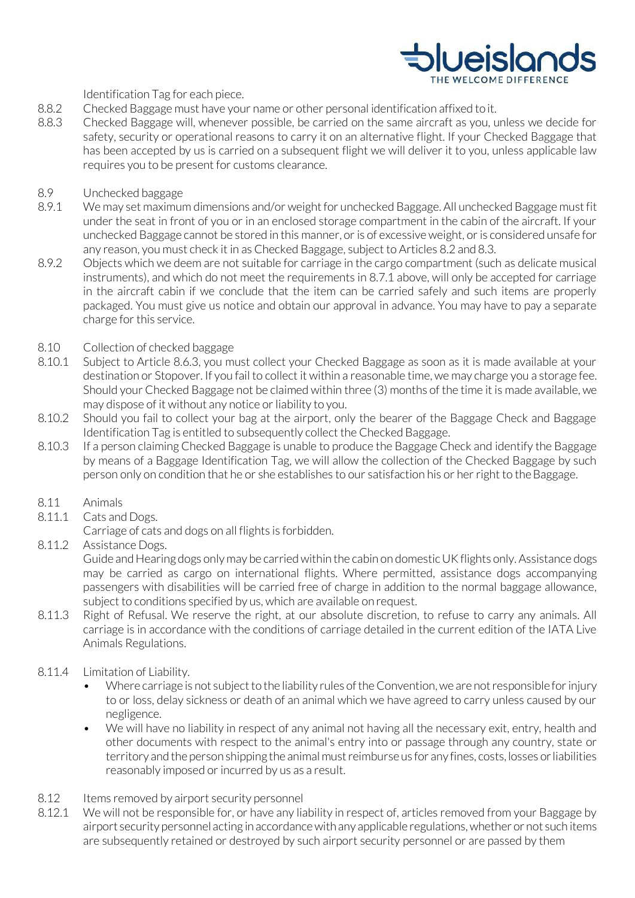Identification Tag for each piece.

8.8.2 Checked Baggage must have your name or other personal identification affixed to it.

8.8.3 Checked Baggage will, whenever possible, be carried on the same aircraft as you, unless we decide for safety, security or operational reasons to carry it on an alternative flight. If your Checked Baggage that has been accepted by us is carried on a subsequent flight we will deliver it to you, unless applicable law requires you to be present for customs clearance.

8.9 Unchecked baggage

8.9.1 We may set maximum dimensions and/or weight for unchecked Baggage. All unchecked Baggage must fit under the seat in front of you or in an enclosed storage compartment in the cabin of the aircraft. If your unchecked Baggage cannot be stored in this manner, or is of excessive weight, or is considered unsafe for any reason, you must check it in as Checked Baggage, subject to Articles 8.2 and 8.3.

8.9.2 Objects which we deem are not suitable for carriage in the cargo compartment (such as delicate musical instruments), and which do not meet the requirements in 8.7.1 above, will only be accepted for carriage in the aircraft cabin if we conclude that the item can be carried safely and such items are properly packaged. You must give us notice and obtain our approval in advance. You may have to pay a separate charge for this service.

8.10 Collection of checked baggage

8.10.1 Subject to Article 8.6.3, you must collect your Checked Baggage as soon as it is made available at your destination or Stopover. If you fail to collect it within a reasonable time, we may charge you a storage fee. Should your Checked Baggage not be claimed within three (3) months of the time it is made available, we may dispose of it without any notice or liability to you.

8.10.2 Should you fail to collect your bag at the airport, only the bearer of the Baggage Check and Baggage Identification Tag is entitled to subsequently collect the Checked Baggage.

8.10.3 If a person claiming Checked Baggage is unable to produce the Baggage Check and identify the Baggage by means of a Baggage Identification Tag, we will allow the collection of the Checked Baggage by such person only on condition that he or she establishes to our satisfaction his or her right to the Baggage.

8.11 Animals

8.11.1 Cats and Dogs.
Carriage of cats and dogs on all flights is forbidden.

8.11.2 Assistance Dogs.
Guide and Hearing dogs only may be carried within the cabin on domestic UK flights only. Assistance dogs may be carried as cargo on international flights. Where permitted, assistance dogs accompanying passengers with disabilities will be carried free of charge in addition to the normal baggage allowance, subject to conditions specified by us, which are available on request.

8.11.3 Right of Refusal. We reserve the right, at our absolute discretion, to refuse to carry any animals. All carriage is in accordance with the conditions of carriage detailed in the current edition of the IATA Live Animals Regulations.

8.11.4 Limitation of Liability.

- Where carriage is not subject to the liability rules of the Convention, we are not responsible for injury to or loss, delay sickness or death of an animal which we have agreed to carry unless caused by our negligence.
- We will have no liability in respect of any animal not having all the necessary exit, entry, health and other documents with respect to the animal's entry into or passage through any country, state or territory and the person shipping the animal must reimburse us for any fines, costs, losses or liabilities reasonably imposed or incurred by us as a result.

8.12 Items removed by airport security personnel

8.12.1 We will not be responsible for, or have any liability in respect of, articles removed from your Baggage by airport security personnel acting in accordance with any applicable regulations, whether or not such items are subsequently retained or destroyed by such airport security personnel or are passed by them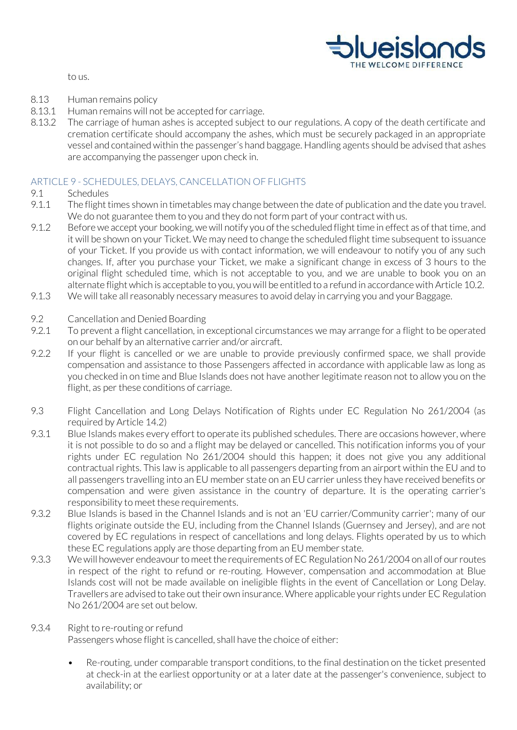to us.

8.13 Human remains policy

8.13.1 Human remains will not be accepted for carriage.

8.13.2 The carriage of human ashes is accepted subject to our regulations. A copy of the death certificate and cremation certificate should accompany the ashes, which must be securely packaged in an appropriate vessel and contained within the passenger's hand baggage. Handling agents should be advised that ashes are accompanying the passenger upon check in.

## ARTICLE 9 - SCHEDULES, DELAYS, CANCELLATION OF FLIGHTS

9.1 Schedules

9.1.1 The flight times shown in timetables may change between the date of publication and the date you travel. We do not guarantee them to you and they do not form part of your contract with us.

9.1.2 Before we accept your booking, we will notify you of the scheduled flight time in effect as of that time, and it will be shown on your Ticket. We may need to change the scheduled flight time subsequent to issuance of your Ticket. If you provide us with contact information, we will endeavour to notify you of any such changes. If, after you purchase your Ticket, we make a significant change in excess of 3 hours to the original flight scheduled time, which is not acceptable to you, and we are unable to book you on an alternate flight which is acceptable to you, you will be entitled to a refund in accordance with Article 10.2.

9.1.3 We will take all reasonably necessary measures to avoid delay in carrying you and your Baggage.

9.2 Cancellation and Denied Boarding

9.2.1 To prevent a flight cancellation, in exceptional circumstances we may arrange for a flight to be operated on our behalf by an alternative carrier and/or aircraft.

9.2.2 If your flight is cancelled or we are unable to provide previously confirmed space, we shall provide compensation and assistance to those Passengers affected in accordance with applicable law as long as you checked in on time and Blue Islands does not have another legitimate reason not to allow you on the flight, as per these conditions of carriage.

9.3 Flight Cancellation and Long Delays Notification of Rights under EC Regulation No 261/2004 (as required by Article 14.2)

9.3.1 Blue Islands makes every effort to operate its published schedules. There are occasions however, where it is not possible to do so and a flight may be delayed or cancelled. This notification informs you of your rights under EC regulation No 261/2004 should this happen; it does not give you any additional contractual rights. This law is applicable to all passengers departing from an airport within the EU and to all passengers travelling into an EU member state on an EU carrier unless they have received benefits or compensation and were given assistance in the country of departure. It is the operating carrier's responsibility to meet these requirements.

9.3.2 Blue Islands is based in the Channel Islands and is not an 'EU carrier/Community carrier'; many of our flights originate outside the EU, including from the Channel Islands (Guernsey and Jersey), and are not covered by EC regulations in respect of cancellations and long delays. Flights operated by us to which these EC regulations apply are those departing from an EU member state.

9.3.3 We will however endeavour to meet the requirements of EC Regulation No 261/2004 on all of our routes in respect of the right to refund or re-routing. However, compensation and accommodation at Blue Islands cost will not be made available on ineligible flights in the event of Cancellation or Long Delay. Travellers are advised to take out their own insurance. Where applicable your rights under EC Regulation No 261/2004 are set out below.

9.3.4 Right to re-routing or refund

Passengers whose flight is cancelled, shall have the choice of either:

- Re-routing, under comparable transport conditions, to the final destination on the ticket presented at check-in at the earliest opportunity or at a later date at the passenger's convenience, subject to availability; or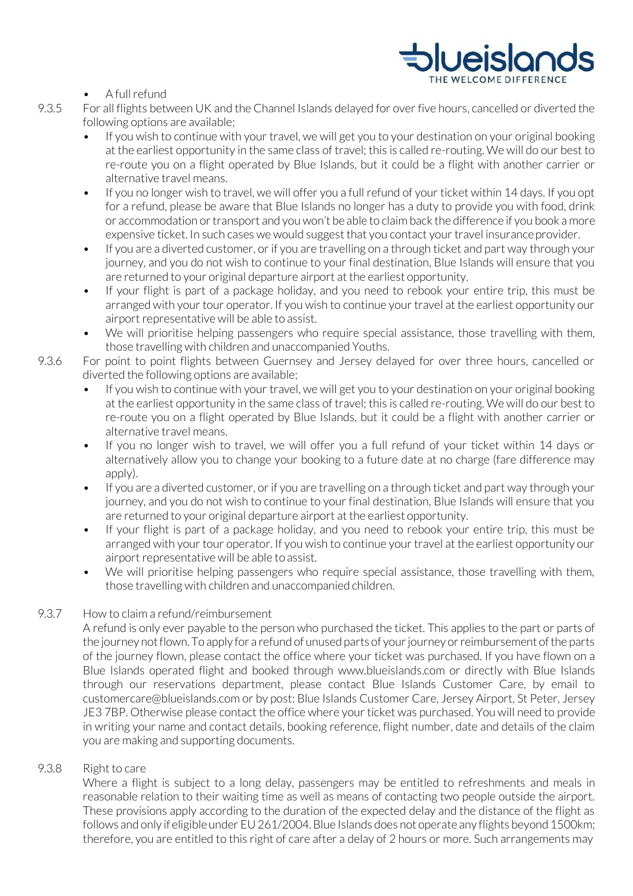- A full refund

9.3.5 For all flights between UK and the Channel Islands delayed for over five hours, cancelled or diverted the following options are available;

- If you wish to continue with your travel, we will get you to your destination on your original booking at the earliest opportunity in the same class of travel; this is called re-routing. We will do our best to re-route you on a flight operated by Blue Islands, but it could be a flight with another carrier or alternative travel means.
- If you no longer wish to travel, we will offer you a full refund of your ticket within 14 days. If you opt for a refund, please be aware that Blue Islands no longer has a duty to provide you with food, drink or accommodation or transport and you won't be able to claim back the difference if you book a more expensive ticket. In such cases we would suggest that you contact your travel insurance provider.
- If you are a diverted customer, or if you are travelling on a through ticket and part way through your journey, and you do not wish to continue to your final destination, Blue Islands will ensure that you are returned to your original departure airport at the earliest opportunity.
- If your flight is part of a package holiday, and you need to rebook your entire trip, this must be arranged with your tour operator. If you wish to continue your travel at the earliest opportunity our airport representative will be able to assist.
- We will prioritise helping passengers who require special assistance, those travelling with them, those travelling with children and unaccompanied Youths.

9.3.6 For point to point flights between Guernsey and Jersey delayed for over three hours, cancelled or diverted the following options are available;

- If you wish to continue with your travel, we will get you to your destination on your original booking at the earliest opportunity in the same class of travel; this is called re-routing. We will do our best to re-route you on a flight operated by Blue Islands, but it could be a flight with another carrier or alternative travel means.
- If you no longer wish to travel, we will offer you a full refund of your ticket within 14 days or alternatively allow you to change your booking to a future date at no charge (fare difference may apply).
- If you are a diverted customer, or if you are travelling on a through ticket and part way through your journey, and you do not wish to continue to your final destination, Blue Islands will ensure that you are returned to your original departure airport at the earliest opportunity.
- If your flight is part of a package holiday, and you need to rebook your entire trip, this must be arranged with your tour operator. If you wish to continue your travel at the earliest opportunity our airport representative will be able to assist.
- We will prioritise helping passengers who require special assistance, those travelling with them, those travelling with children and unaccompanied children.

9.3.7 How to claim a refund/reimbursement

A refund is only ever payable to the person who purchased the ticket. This applies to the part or parts of the journey not flown. To apply for a refund of unused parts of your journey or reimbursement of the parts of the journey flown, please contact the office where your ticket was purchased. If you have flown on a Blue Islands operated flight and booked through www.blueislands.com or directly with Blue Islands through our reservations department, please contact Blue Islands Customer Care, by email to customercare@blueislands.com or by post: Blue Islands Customer Care, Jersey Airport, St Peter, Jersey JE3 7BP. Otherwise please contact the office where your ticket was purchased. You will need to provide in writing your name and contact details, booking reference, flight number, date and details of the claim you are making and supporting documents.

9.3.8 Right to care

Where a flight is subject to a long delay, passengers may be entitled to refreshments and meals in reasonable relation to their waiting time as well as means of contacting two people outside the airport. These provisions apply according to the duration of the expected delay and the distance of the flight as follows and only if eligible under EU 261/2004. Blue Islands does not operate any flights beyond 1500km; therefore, you are entitled to this right of care after a delay of 2 hours or more. Such arrangements may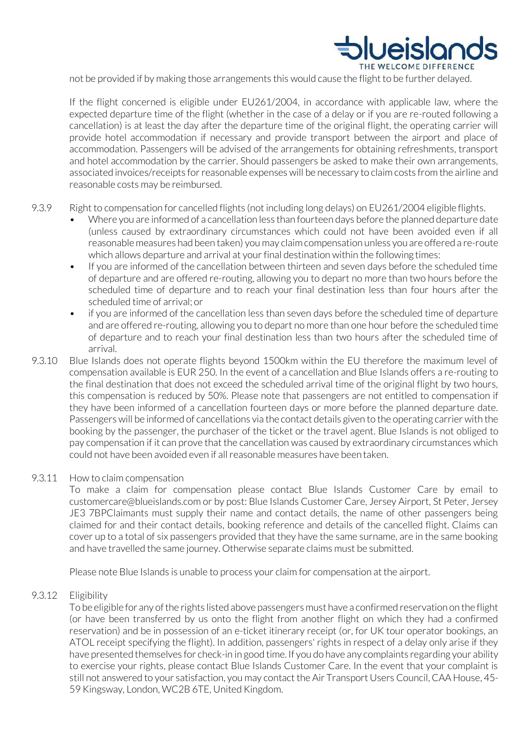not be provided if by making those arrangements this would cause the flight to be further delayed.

If the flight concerned is eligible under EU261/2004, in accordance with applicable law, where the expected departure time of the flight (whether in the case of a delay or if you are re-routed following a cancellation) is at least the day after the departure time of the original flight, the operating carrier will provide hotel accommodation if necessary and provide transport between the airport and place of accommodation. Passengers will be advised of the arrangements for obtaining refreshments, transport and hotel accommodation by the carrier. Should passengers be asked to make their own arrangements, associated invoices/receipts for reasonable expenses will be necessary to claim costs from the airline and reasonable costs may be reimbursed.

9.3.9 Right to compensation for cancelled flights (not including long delays) on EU261/2004 eligible flights.

- Where you are informed of a cancellation less than fourteen days before the planned departure date (unless caused by extraordinary circumstances which could not have been avoided even if all reasonable measures had been taken) you may claim compensation unless you are offered a re-route which allows departure and arrival at your final destination within the following times:
- If you are informed of the cancellation between thirteen and seven days before the scheduled time of departure and are offered re-routing, allowing you to depart no more than two hours before the scheduled time of departure and to reach your final destination less than four hours after the scheduled time of arrival; or
- if you are informed of the cancellation less than seven days before the scheduled time of departure and are offered re-routing, allowing you to depart no more than one hour before the scheduled time of departure and to reach your final destination less than two hours after the scheduled time of arrival.

9.3.10 Blue Islands does not operate flights beyond 1500km within the EU therefore the maximum level of compensation available is EUR 250. In the event of a cancellation and Blue Islands offers a re-routing to the final destination that does not exceed the scheduled arrival time of the original flight by two hours, this compensation is reduced by 50%. Please note that passengers are not entitled to compensation if they have been informed of a cancellation fourteen days or more before the planned departure date. Passengers will be informed of cancellations via the contact details given to the operating carrier with the booking by the passenger, the purchaser of the ticket or the travel agent. Blue Islands is not obliged to pay compensation if it can prove that the cancellation was caused by extraordinary circumstances which could not have been avoided even if all reasonable measures have been taken.

9.3.11 How to claim compensation

To make a claim for compensation please contact Blue Islands Customer Care by email to customercare@blueislands.com or by post: Blue Islands Customer Care, Jersey Airport, St Peter, Jersey JE3 7BPClaimants must supply their name and contact details, the name of other passengers being claimed for and their contact details, booking reference and details of the cancelled flight. Claims can cover up to a total of six passengers provided that they have the same surname, are in the same booking and have travelled the same journey. Otherwise separate claims must be submitted.

Please note Blue Islands is unable to process your claim for compensation at the airport.

9.3.12 Eligibility

To be eligible for any of the rights listed above passengers must have a confirmed reservation on the flight (or have been transferred by us onto the flight from another flight on which they had a confirmed reservation) and be in possession of an e-ticket itinerary receipt (or, for UK tour operator bookings, an ATOL receipt specifying the flight). In addition, passengers' rights in respect of a delay only arise if they have presented themselves for check-in in good time. If you do have any complaints regarding your ability to exercise your rights, please contact Blue Islands Customer Care. In the event that your complaint is still not answered to your satisfaction, you may contact the Air Transport Users Council, CAA House, 45-59 Kingsway, London, WC2B 6TE, United Kingdom.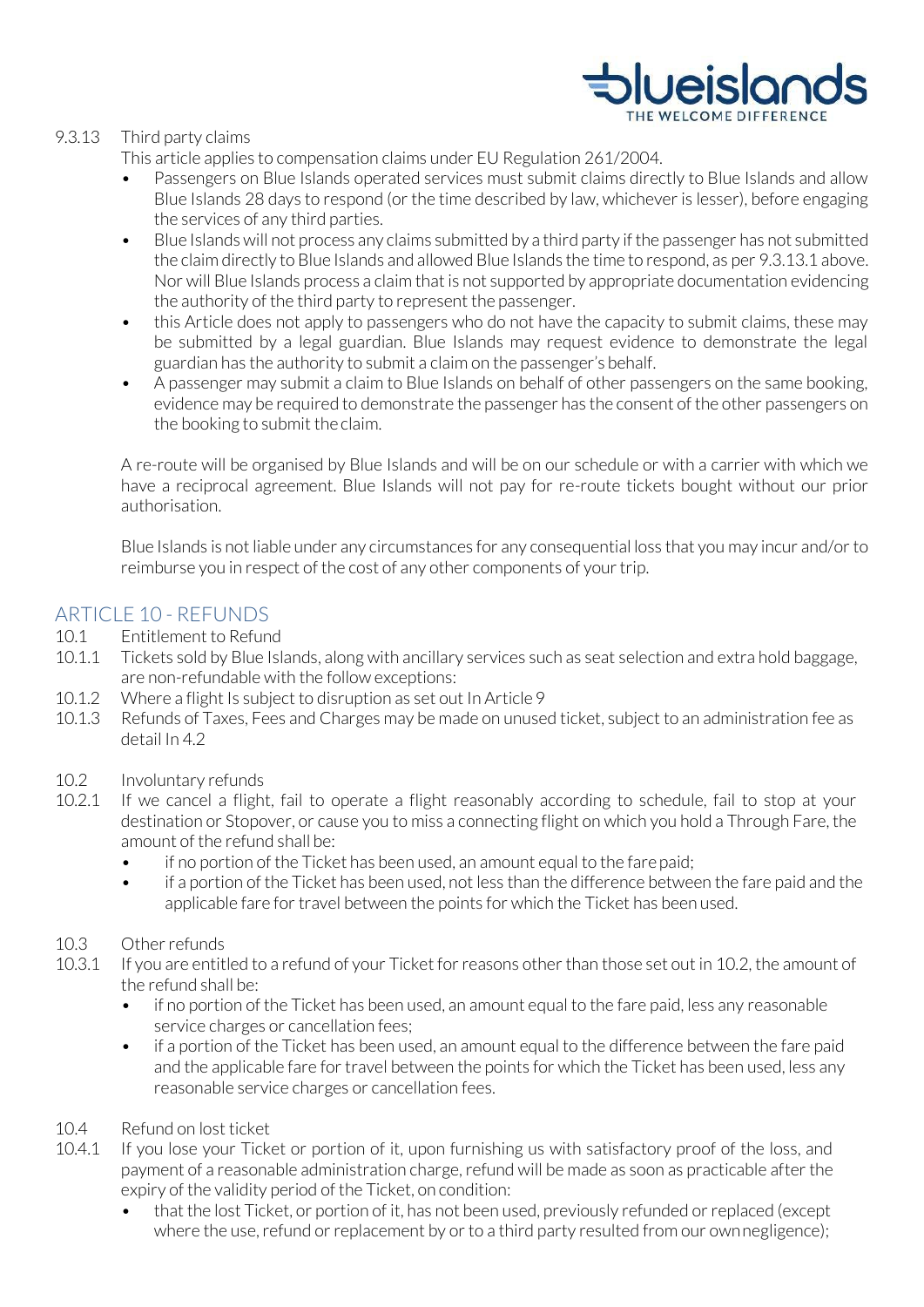9.3.13 Third party claims

This article applies to compensation claims under EU Regulation 261/2004.

- Passengers on Blue Islands operated services must submit claims directly to Blue Islands and allow Blue Islands 28 days to respond (or the time described by law, whichever is lesser), before engaging the services of any third parties.
- Blue Islands will not process any claims submitted by a third party if the passenger has not submitted the claim directly to Blue Islands and allowed Blue Islands the time to respond, as per 9.3.13.1 above. Nor will Blue Islands process a claim that is not supported by appropriate documentation evidencing the authority of the third party to represent the passenger.
- this Article does not apply to passengers who do not have the capacity to submit claims, these may be submitted by a legal guardian. Blue Islands may request evidence to demonstrate the legal guardian has the authority to submit a claim on the passenger's behalf.
- A passenger may submit a claim to Blue Islands on behalf of other passengers on the same booking, evidence may be required to demonstrate the passenger has the consent of the other passengers on the booking to submit the claim.

A re-route will be organised by Blue Islands and will be on our schedule or with a carrier with which we have a reciprocal agreement. Blue Islands will not pay for re-route tickets bought without our prior authorisation.

Blue Islands is not liable under any circumstances for any consequential loss that you may incur and/or to reimburse you in respect of the cost of any other components of your trip.

## ARTICLE 10 - REFUNDS

10.1 Entitlement to Refund

10.1.1 Tickets sold by Blue Islands, along with ancillary services such as seat selection and extra hold baggage, are non-refundable with the follow exceptions:

10.1.2 Where a flight Is subject to disruption as set out In Article 9

10.1.3 Refunds of Taxes, Fees and Charges may be made on unused ticket, subject to an administration fee as detail In 4.2

10.2 Involuntary refunds

10.2.1 If we cancel a flight, fail to operate a flight reasonably according to schedule, fail to stop at your destination or Stopover, or cause you to miss a connecting flight on which you hold a Through Fare, the amount of the refund shall be:

- if no portion of the Ticket has been used, an amount equal to the fare paid;
- if a portion of the Ticket has been used, not less than the difference between the fare paid and the applicable fare for travel between the points for which the Ticket has been used.

10.3 Other refunds

10.3.1 If you are entitled to a refund of your Ticket for reasons other than those set out in 10.2, the amount of the refund shall be:

- if no portion of the Ticket has been used, an amount equal to the fare paid, less any reasonable service charges or cancellation fees;
- if a portion of the Ticket has been used, an amount equal to the difference between the fare paid and the applicable fare for travel between the points for which the Ticket has been used, less any reasonable service charges or cancellation fees.

10.4 Refund on lost ticket

10.4.1 If you lose your Ticket or portion of it, upon furnishing us with satisfactory proof of the loss, and payment of a reasonable administration charge, refund will be made as soon as practicable after the expiry of the validity period of the Ticket, on condition:

- that the lost Ticket, or portion of it, has not been used, previously refunded or replaced (except where the use, refund or replacement by or to a third party resulted from our own negligence);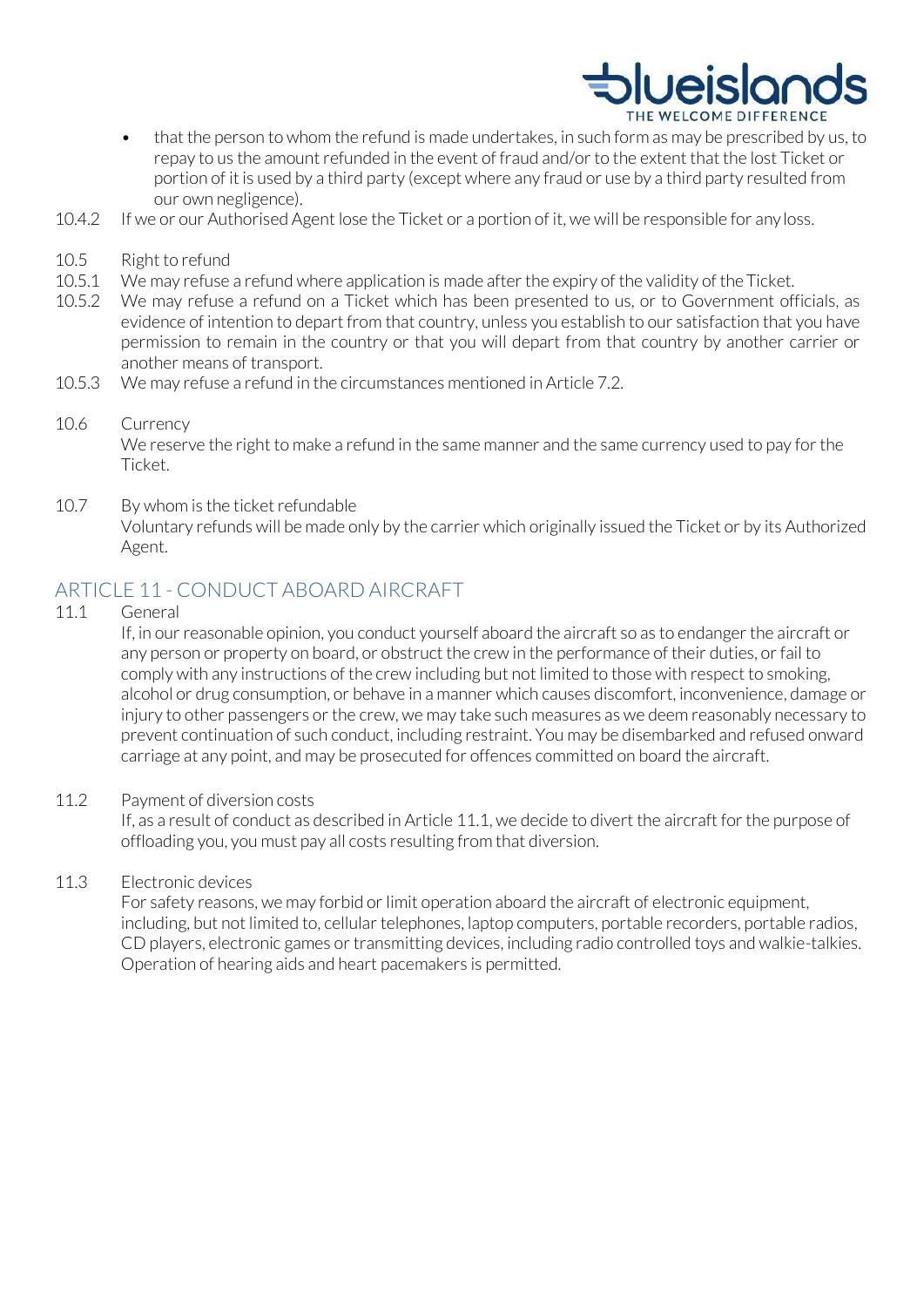- that the person to whom the refund is made undertakes, in such form as may be prescribed by us, to repay to us the amount refunded in the event of fraud and/or to the extent that the lost Ticket or portion of it is used by a third party (except where any fraud or use by a third party resulted from our own negligence).

10.4.2 If we or our Authorised Agent lose the Ticket or a portion of it, we will be responsible for any loss.

10.5 Right to refund

10.5.1 We may refuse a refund where application is made after the expiry of the validity of the Ticket.

10.5.2 We may refuse a refund on a Ticket which has been presented to us, or to Government officials, as evidence of intention to depart from that country, unless you establish to our satisfaction that you have permission to remain in the country or that you will depart from that country by another carrier or another means of transport.

10.5.3 We may refuse a refund in the circumstances mentioned in Article 7.2.

10.6 Currency

We reserve the right to make a refund in the same manner and the same currency used to pay for the Ticket.

10.7 By whom is the ticket refundable

Voluntary refunds will be made only by the carrier which originally issued the Ticket or by its Authorized Agent.

## ARTICLE 11 - CONDUCT ABOARD AIRCRAFT

11.1 General

If, in our reasonable opinion, you conduct yourself aboard the aircraft so as to endanger the aircraft or any person or property on board, or obstruct the crew in the performance of their duties, or fail to comply with any instructions of the crew including but not limited to those with respect to smoking, alcohol or drug consumption, or behave in a manner which causes discomfort, inconvenience, damage or injury to other passengers or the crew, we may take such measures as we deem reasonably necessary to prevent continuation of such conduct, including restraint. You may be disembarked and refused onward carriage at any point, and may be prosecuted for offences committed on board the aircraft.

11.2 Payment of diversion costs

If, as a result of conduct as described in Article 11.1, we decide to divert the aircraft for the purpose of offloading you, you must pay all costs resulting from that diversion.

11.3 Electronic devices

For safety reasons, we may forbid or limit operation aboard the aircraft of electronic equipment, including, but not limited to, cellular telephones, laptop computers, portable recorders, portable radios, CD players, electronic games or transmitting devices, including radio controlled toys and walkie-talkies. Operation of hearing aids and heart pacemakers is permitted.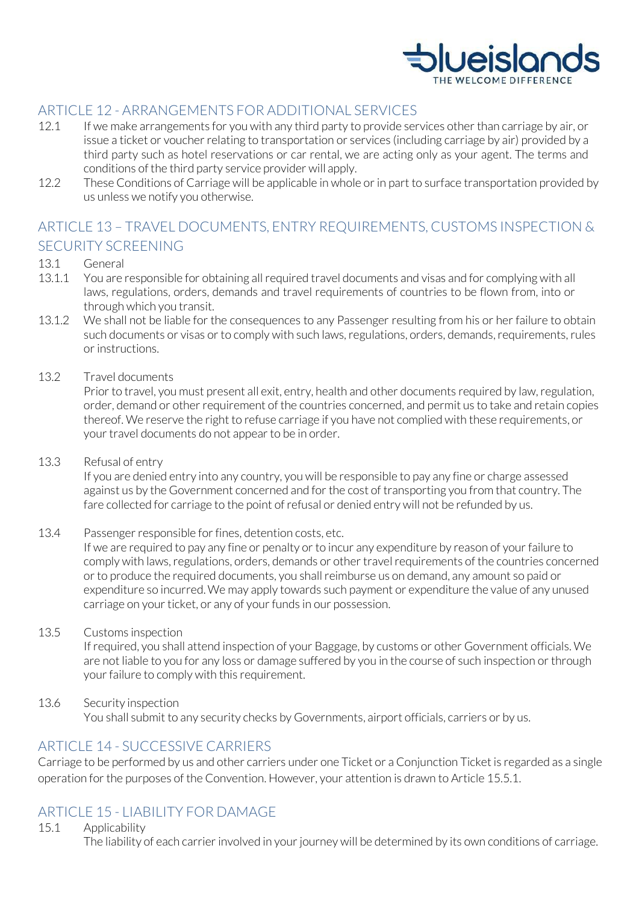## ARTICLE 12 - ARRANGEMENTS FOR ADDITIONAL SERVICES

12.1 If we make arrangements for you with any third party to provide services other than carriage by air, or issue a ticket or voucher relating to transportation or services (including carriage by air) provided by a third party such as hotel reservations or car rental, we are acting only as your agent. The terms and conditions of the third party service provider will apply.

12.2 These Conditions of Carriage will be applicable in whole or in part to surface transportation provided by us unless we notify you otherwise.

## ARTICLE 13 – TRAVEL DOCUMENTS, ENTRY REQUIREMENTS, CUSTOMS INSPECTION & SECURITY SCREENING

13.1 General

13.1.1 You are responsible for obtaining all required travel documents and visas and for complying with all laws, regulations, orders, demands and travel requirements of countries to be flown from, into or through which you transit.

13.1.2 We shall not be liable for the consequences to any Passenger resulting from his or her failure to obtain such documents or visas or to comply with such laws, regulations, orders, demands, requirements, rules or instructions.

13.2 Travel documents

Prior to travel, you must present all exit, entry, health and other documents required by law, regulation, order, demand or other requirement of the countries concerned, and permit us to take and retain copies thereof. We reserve the right to refuse carriage if you have not complied with these requirements, or your travel documents do not appear to be in order.

13.3 Refusal of entry

If you are denied entry into any country, you will be responsible to pay any fine or charge assessed against us by the Government concerned and for the cost of transporting you from that country. The fare collected for carriage to the point of refusal or denied entry will not be refunded by us.

13.4 Passenger responsible for fines, detention costs, etc.

If we are required to pay any fine or penalty or to incur any expenditure by reason of your failure to comply with laws, regulations, orders, demands or other travel requirements of the countries concerned or to produce the required documents, you shall reimburse us on demand, any amount so paid or expenditure so incurred. We may apply towards such payment or expenditure the value of any unused carriage on your ticket, or any of your funds in our possession.

13.5 Customs inspection

If required, you shall attend inspection of your Baggage, by customs or other Government officials. We are not liable to you for any loss or damage suffered by you in the course of such inspection or through your failure to comply with this requirement.

13.6 Security inspection

You shall submit to any security checks by Governments, airport officials, carriers or by us.

## ARTICLE 14 - SUCCESSIVE CARRIERS

Carriage to be performed by us and other carriers under one Ticket or a Conjunction Ticket is regarded as a single operation for the purposes of the Convention. However, your attention is drawn to Article 15.5.1.

## ARTICLE 15 - LIABILITY FOR DAMAGE

15.1 Applicability

The liability of each carrier involved in your journey will be determined by its own conditions of carriage.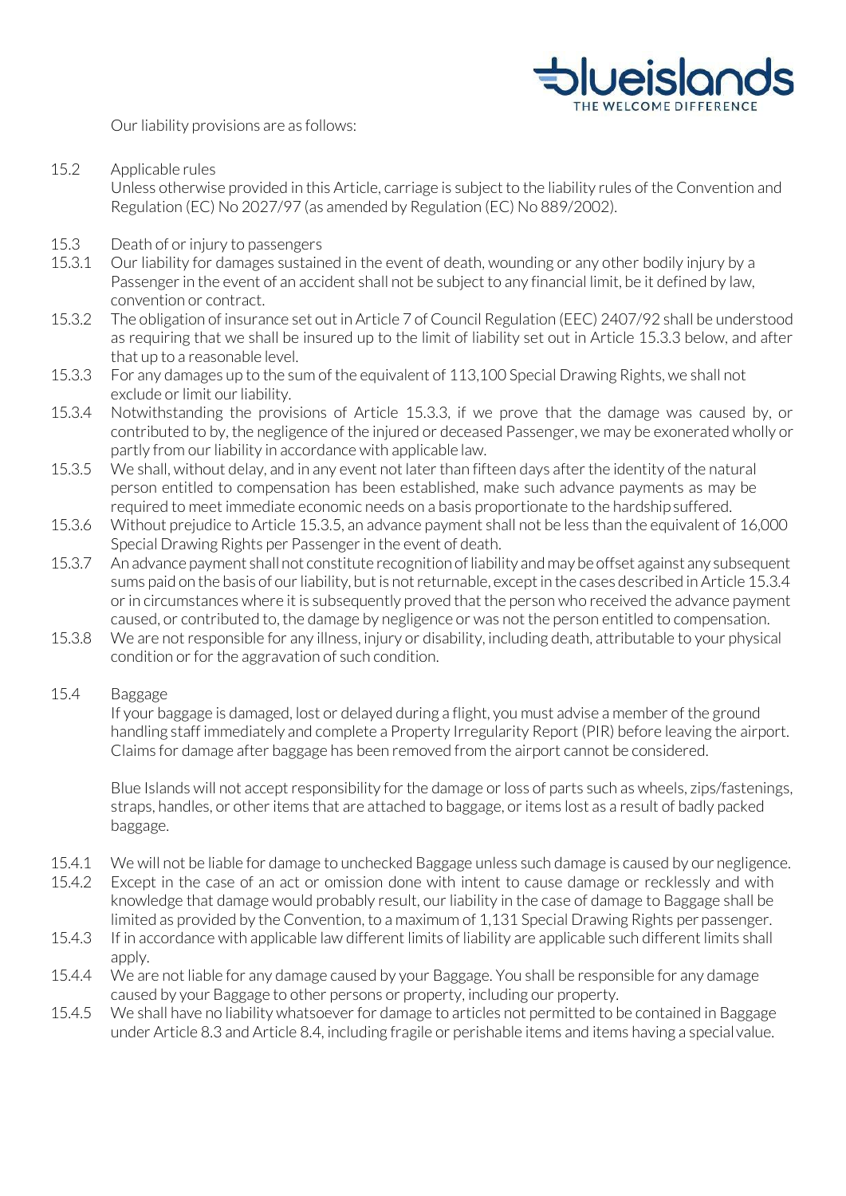Our liability provisions are as follows:

15.2 Applicable rules

Unless otherwise provided in this Article, carriage is subject to the liability rules of the Convention and Regulation (EC) No 2027/97 (as amended by Regulation (EC) No 889/2002).

15.3 Death of or injury to passengers

15.3.1 Our liability for damages sustained in the event of death, wounding or any other bodily injury by a Passenger in the event of an accident shall not be subject to any financial limit, be it defined by law, convention or contract.

15.3.2 The obligation of insurance set out in Article 7 of Council Regulation (EEC) 2407/92 shall be understood as requiring that we shall be insured up to the limit of liability set out in Article 15.3.3 below, and after that up to a reasonable level.

15.3.3 For any damages up to the sum of the equivalent of 113,100 Special Drawing Rights, we shall not exclude or limit our liability.

15.3.4 Notwithstanding the provisions of Article 15.3.3, if we prove that the damage was caused by, or contributed to by, the negligence of the injured or deceased Passenger, we may be exonerated wholly or partly from our liability in accordance with applicable law.

15.3.5 We shall, without delay, and in any event not later than fifteen days after the identity of the natural person entitled to compensation has been established, make such advance payments as may be required to meet immediate economic needs on a basis proportionate to the hardship suffered.

15.3.6 Without prejudice to Article 15.3.5, an advance payment shall not be less than the equivalent of 16,000 Special Drawing Rights per Passenger in the event of death.

15.3.7 An advance payment shall not constitute recognition of liability and may be offset against any subsequent sums paid on the basis of our liability, but is not returnable, except in the cases described in Article 15.3.4 or in circumstances where it is subsequently proved that the person who received the advance payment caused, or contributed to, the damage by negligence or was not the person entitled to compensation.

15.3.8 We are not responsible for any illness, injury or disability, including death, attributable to your physical condition or for the aggravation of such condition.

15.4 Baggage

If your baggage is damaged, lost or delayed during a flight, you must advise a member of the ground handling staff immediately and complete a Property Irregularity Report (PIR) before leaving the airport. Claims for damage after baggage has been removed from the airport cannot be considered.

Blue Islands will not accept responsibility for the damage or loss of parts such as wheels, zips/fastenings, straps, handles, or other items that are attached to baggage, or items lost as a result of badly packed baggage.

15.4.1 We will not be liable for damage to unchecked Baggage unless such damage is caused by our negligence.

15.4.2 Except in the case of an act or omission done with intent to cause damage or recklessly and with knowledge that damage would probably result, our liability in the case of damage to Baggage shall be limited as provided by the Convention, to a maximum of 1,131 Special Drawing Rights per passenger.

15.4.3 If in accordance with applicable law different limits of liability are applicable such different limits shall apply.

15.4.4 We are not liable for any damage caused by your Baggage. You shall be responsible for any damage caused by your Baggage to other persons or property, including our property.

15.4.5 We shall have no liability whatsoever for damage to articles not permitted to be contained in Baggage under Article 8.3 and Article 8.4, including fragile or perishable items and items having a special value.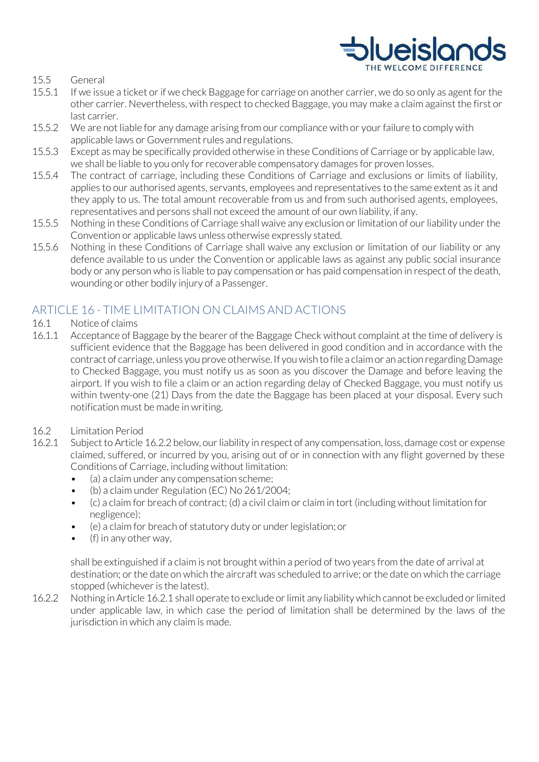15.5 General

15.5.1 If we issue a ticket or if we check Baggage for carriage on another carrier, we do so only as agent for the other carrier. Nevertheless, with respect to checked Baggage, you may make a claim against the first or last carrier.

15.5.2 We are not liable for any damage arising from our compliance with or your failure to comply with applicable laws or Government rules and regulations.

15.5.3 Except as may be specifically provided otherwise in these Conditions of Carriage or by applicable law, we shall be liable to you only for recoverable compensatory damages for proven losses.

15.5.4 The contract of carriage, including these Conditions of Carriage and exclusions or limits of liability, applies to our authorised agents, servants, employees and representatives to the same extent as it and they apply to us. The total amount recoverable from us and from such authorised agents, employees, representatives and persons shall not exceed the amount of our own liability, if any.

15.5.5 Nothing in these Conditions of Carriage shall waive any exclusion or limitation of our liability under the Convention or applicable laws unless otherwise expressly stated.

15.5.6 Nothing in these Conditions of Carriage shall waive any exclusion or limitation of our liability or any defence available to us under the Convention or applicable laws as against any public social insurance body or any person who is liable to pay compensation or has paid compensation in respect of the death, wounding or other bodily injury of a Passenger.

## ARTICLE 16 - TIME LIMITATION ON CLAIMS AND ACTIONS

16.1 Notice of claims

16.1.1 Acceptance of Baggage by the bearer of the Baggage Check without complaint at the time of delivery is sufficient evidence that the Baggage has been delivered in good condition and in accordance with the contract of carriage, unless you prove otherwise. If you wish to file a claim or an action regarding Damage to Checked Baggage, you must notify us as soon as you discover the Damage and before leaving the airport. If you wish to file a claim or an action regarding delay of Checked Baggage, you must notify us within twenty-one (21) Days from the date the Baggage has been placed at your disposal. Every such notification must be made in writing.

16.2 Limitation Period

16.2.1 Subject to Article 16.2.2 below, our liability in respect of any compensation, loss, damage cost or expense claimed, suffered, or incurred by you, arising out of or in connection with any flight governed by these Conditions of Carriage, including without limitation:

- (a) a claim under any compensation scheme;
- (b) a claim under Regulation (EC) No 261/2004;
- (c) a claim for breach of contract; (d) a civil claim or claim in tort (including without limitation for negligence);
- (e) a claim for breach of statutory duty or under legislation; or
- (f) in any other way,

shall be extinguished if a claim is not brought within a period of two years from the date of arrival at destination; or the date on which the aircraft was scheduled to arrive; or the date on which the carriage stopped (whichever is the latest).

16.2.2 Nothing in Article 16.2.1 shall operate to exclude or limit any liability which cannot be excluded or limited under applicable law, in which case the period of limitation shall be determined by the laws of the jurisdiction in which any claim is made.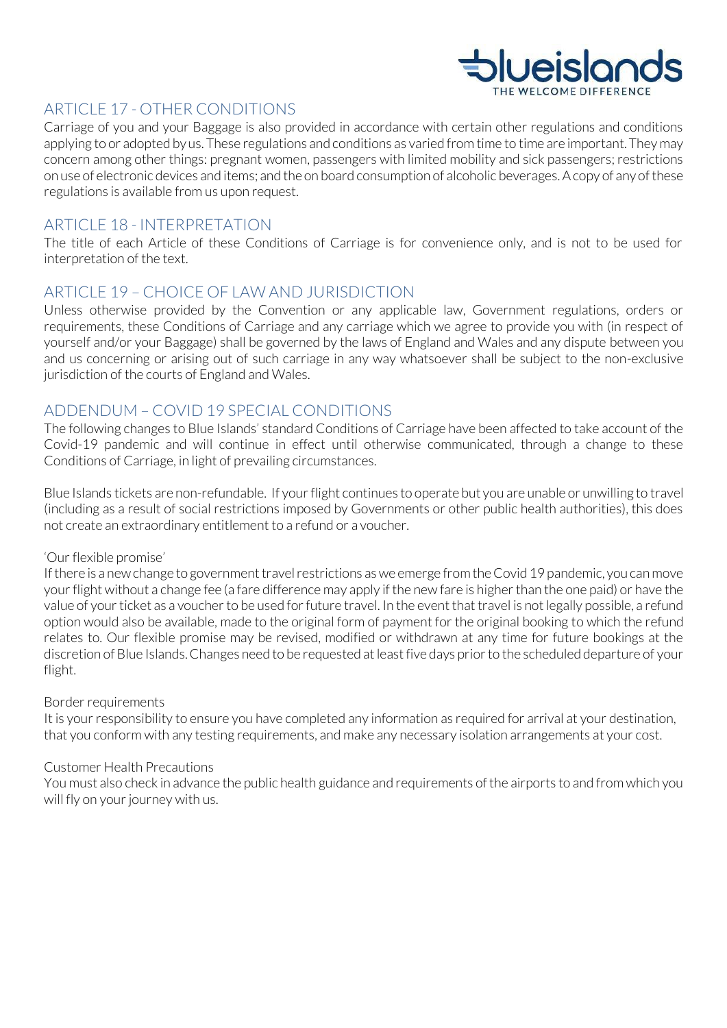## ARTICLE 17 - OTHER CONDITIONS

Carriage of you and your Baggage is also provided in accordance with certain other regulations and conditions applying to or adopted by us. These regulations and conditions as varied from time to time are important. They may concern among other things: pregnant women, passengers with limited mobility and sick passengers; restrictions on use of electronic devices and items; and the on board consumption of alcoholic beverages. A copy of any of these regulations is available from us upon request.

## ARTICLE 18 - INTERPRETATION

The title of each Article of these Conditions of Carriage is for convenience only, and is not to be used for interpretation of the text.

## ARTICLE 19 – CHOICE OF LAW AND JURISDICTION

Unless otherwise provided by the Convention or any applicable law, Government regulations, orders or requirements, these Conditions of Carriage and any carriage which we agree to provide you with (in respect of yourself and/or your Baggage) shall be governed by the laws of England and Wales and any dispute between you and us concerning or arising out of such carriage in any way whatsoever shall be subject to the non-exclusive jurisdiction of the courts of England and Wales.

## ADDENDUM – COVID 19 SPECIAL CONDITIONS

The following changes to Blue Islands' standard Conditions of Carriage have been affected to take account of the Covid-19 pandemic and will continue in effect until otherwise communicated, through a change to these Conditions of Carriage, in light of prevailing circumstances.

Blue Islands tickets are non-refundable. If your flight continues to operate but you are unable or unwilling to travel (including as a result of social restrictions imposed by Governments or other public health authorities), this does not create an extraordinary entitlement to a refund or a voucher.

'Our flexible promise'

If there is a new change to government travel restrictions as we emerge from the Covid 19 pandemic, you can move your flight without a change fee (a fare difference may apply if the new fare is higher than the one paid) or have the value of your ticket as a voucher to be used for future travel. In the event that travel is not legally possible, a refund option would also be available, made to the original form of payment for the original booking to which the refund relates to. Our flexible promise may be revised, modified or withdrawn at any time for future bookings at the discretion of Blue Islands. Changes need to be requested at least five days prior to the scheduled departure of your flight.

Border requirements

It is your responsibility to ensure you have completed any information as required for arrival at your destination, that you conform with any testing requirements, and make any necessary isolation arrangements at your cost.

Customer Health Precautions

You must also check in advance the public health guidance and requirements of the airports to and from which you will fly on your journey with us.